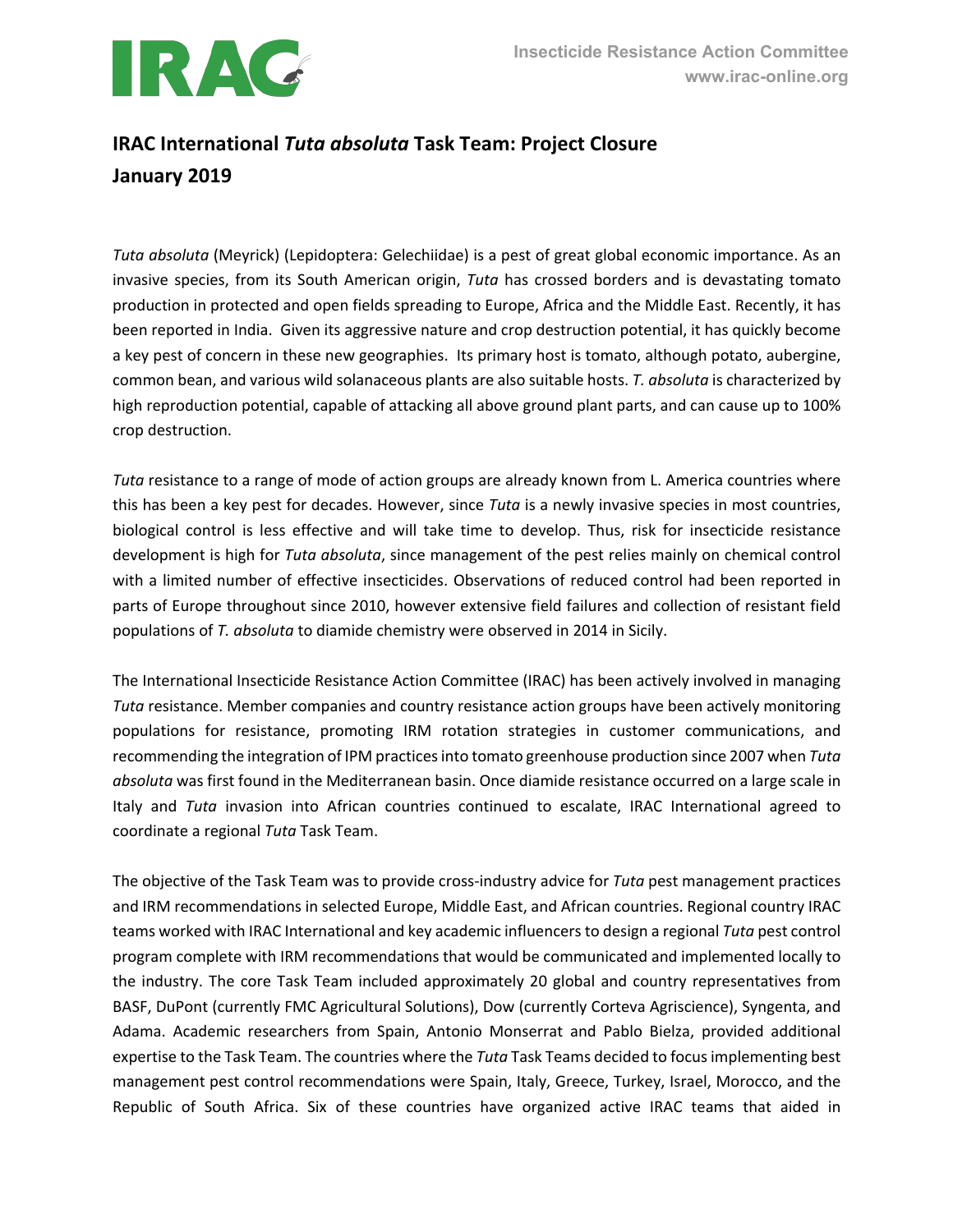# IRAC International *Tuta absoluta* Task Team: Project Closure
## January 2019

*Tuta absoluta* (Meyrick) (Lepidoptera: Gelechiidae) is a pest of great global economic importance. As an invasive species, from its South American origin, *Tuta* has crossed borders and is devastating tomato production in protected and open fields spreading to Europe, Africa and the Middle East. Recently, it has been reported in India. Given its aggressive nature and crop destruction potential, it has quickly become a key pest of concern in these new geographies. Its primary host is tomato, although potato, aubergine, common bean, and various wild solanaceous plants are also suitable hosts. *T. absoluta* is characterized by high reproduction potential, capable of attacking all above ground plant parts, and can cause up to 100% crop destruction.

*Tuta* resistance to a range of mode of action groups are already known from L. America countries where this has been a key pest for decades. However, since *Tuta* is a newly invasive species in most countries, biological control is less effective and will take time to develop. Thus, risk for insecticide resistance development is high for *Tuta absoluta*, since management of the pest relies mainly on chemical control with a limited number of effective insecticides. Observations of reduced control had been reported in parts of Europe throughout since 2010, however extensive field failures and collection of resistant field populations of *T. absoluta* to diamide chemistry were observed in 2014 in Sicily.

The International Insecticide Resistance Action Committee (IRAC) has been actively involved in managing *Tuta* resistance. Member companies and country resistance action groups have been actively monitoring populations for resistance, promoting IRM rotation strategies in customer communications, and recommending the integration of IPM practices into tomato greenhouse production since 2007 when *Tuta absoluta* was first found in the Mediterranean basin. Once diamide resistance occurred on a large scale in Italy and *Tuta* invasion into African countries continued to escalate, IRAC International agreed to coordinate a regional *Tuta* Task Team.

The objective of the Task Team was to provide cross-industry advice for *Tuta* pest management practices and IRM recommendations in selected Europe, Middle East, and African countries. Regional country IRAC teams worked with IRAC International and key academic influencers to design a regional *Tuta* pest control program complete with IRM recommendations that would be communicated and implemented locally to the industry. The core Task Team included approximately 20 global and country representatives from BASF, DuPont (currently FMC Agricultural Solutions), Dow (currently Corteva Agriscience), Syngenta, and Adama. Academic researchers from Spain, Antonio Monserrat and Pablo Bielza, provided additional expertise to the Task Team. The countries where the *Tuta* Task Teams decided to focus implementing best management pest control recommendations were Spain, Italy, Greece, Turkey, Israel, Morocco, and the Republic of South Africa. Six of these countries have organized active IRAC teams that aided in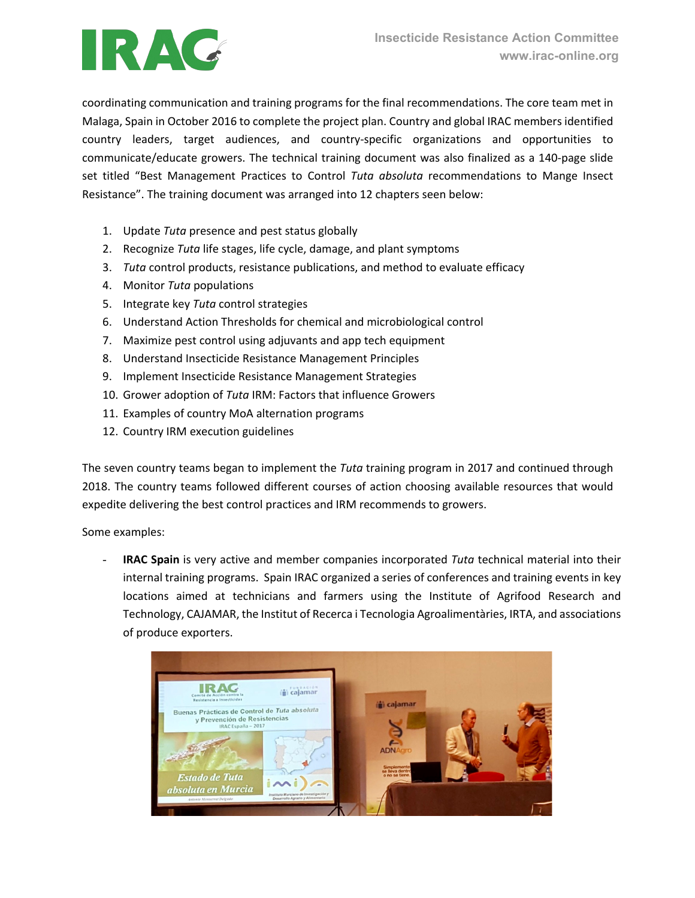coordinating communication and training programs for the final recommendations. The core team met in Malaga, Spain in October 2016 to complete the project plan. Country and global IRAC members identified country leaders, target audiences, and country-specific organizations and opportunities to communicate/educate growers. The technical training document was also finalized as a 140-page slide set titled "Best Management Practices to Control *Tuta absoluta* recommendations to Mange Insect Resistance". The training document was arranged into 12 chapters seen below:

1. Update *Tuta* presence and pest status globally
2. Recognize *Tuta* life stages, life cycle, damage, and plant symptoms
3. *Tuta* control products, resistance publications, and method to evaluate efficacy
4. Monitor *Tuta* populations
5. Integrate key *Tuta* control strategies
6. Understand Action Thresholds for chemical and microbiological control
7. Maximize pest control using adjuvants and app tech equipment
8. Understand Insecticide Resistance Management Principles
9. Implement Insecticide Resistance Management Strategies
10. Grower adoption of *Tuta* IRM: Factors that influence Growers
11. Examples of country MoA alternation programs
12. Country IRM execution guidelines

The seven country teams began to implement the *Tuta* training program in 2017 and continued through 2018. The country teams followed different courses of action choosing available resources that would expedite delivering the best control practices and IRM recommends to growers.

Some examples:

- **IRAC Spain** is very active and member companies incorporated *Tuta* technical material into their internal training programs. Spain IRAC organized a series of conferences and training events in key locations aimed at technicians and farmers using the Institute of Agrifood Research and Technology, CAJAMAR, the Institut of Recerca i Tecnologia Agroalimentàries, IRTA, and associations of produce exporters.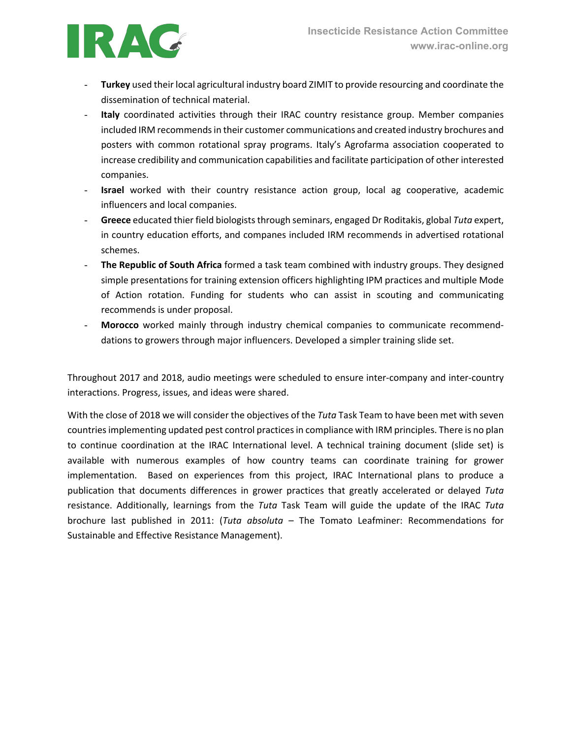- **Turkey** used their local agricultural industry board ZIMIT to provide resourcing and coordinate the dissemination of technical material.
- **Italy** coordinated activities through their IRAC country resistance group. Member companies included IRM recommends in their customer communications and created industry brochures and posters with common rotational spray programs. Italy's Agrofarma association cooperated to increase credibility and communication capabilities and facilitate participation of other interested companies.
- **Israel** worked with their country resistance action group, local ag cooperative, academic influencers and local companies.
- **Greece** educated thier field biologists through seminars, engaged Dr Roditakis, global *Tuta* expert, in country education efforts, and companes included IRM recommends in advertised rotational schemes.
- **The Republic of South Africa** formed a task team combined with industry groups. They designed simple presentations for training extension officers highlighting IPM practices and multiple Mode of Action rotation. Funding for students who can assist in scouting and communicating recommends is under proposal.
- **Morocco** worked mainly through industry chemical companies to communicate recommend-dations to growers through major influencers. Developed a simpler training slide set.

Throughout 2017 and 2018, audio meetings were scheduled to ensure inter-company and inter-country interactions. Progress, issues, and ideas were shared.

With the close of 2018 we will consider the objectives of the *Tuta* Task Team to have been met with seven countries implementing updated pest control practices in compliance with IRM principles. There is no plan to continue coordination at the IRAC International level. A technical training document (slide set) is available with numerous examples of how country teams can coordinate training for grower implementation. Based on experiences from this project, IRAC International plans to produce a publication that documents differences in grower practices that greatly accelerated or delayed *Tuta* resistance. Additionally, learnings from the *Tuta* Task Team will guide the update of the IRAC *Tuta* brochure last published in 2011: (*Tuta absoluta* – The Tomato Leafminer: Recommendations for Sustainable and Effective Resistance Management).